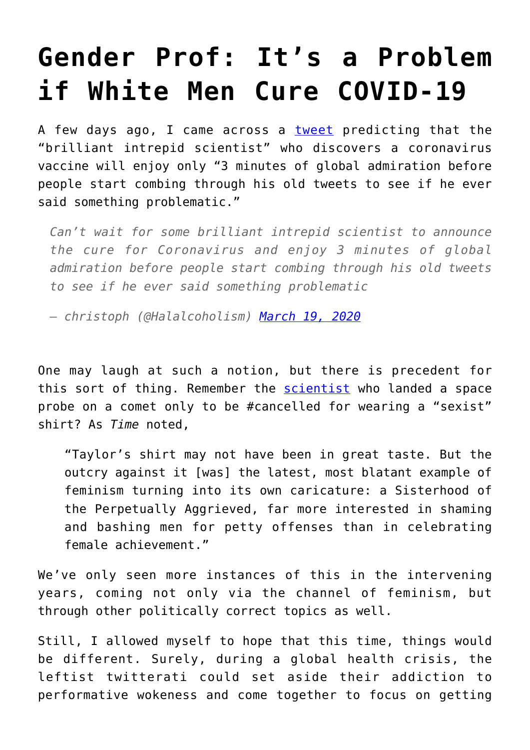# Gender Prof: It's a Problem if White Men Cure COVID-19

A few days ago, I came across a tweet predicting that the "brilliant intrepid scientist" who discovers a coronavirus vaccine will enjoy only "3 minutes of global admiration before people start combing through his old tweets to see if he ever said something problematic."

> *Can't wait for some brilliant intrepid scientist to announce the cure for Coronavirus and enjoy 3 minutes of global admiration before people start combing through his old tweets to see if he ever said something problematic*
>
> *— christoph (@Halalcoholism) March 19, 2020*

One may laugh at such a notion, but there is precedent for this sort of thing. Remember the scientist who landed a space probe on a comet only to be #cancelled for wearing a "sexist" shirt? As *Time* noted,

> "Taylor's shirt may not have been in great taste. But the outcry against it [was] the latest, most blatant example of feminism turning into its own caricature: a Sisterhood of the Perpetually Aggrieved, far more interested in shaming and bashing men for petty offenses than in celebrating female achievement."

We've only seen more instances of this in the intervening years, coming not only via the channel of feminism, but through other politically correct topics as well.

Still, I allowed myself to hope that this time, things would be different. Surely, during a global health crisis, the leftist twitterati could set aside their addiction to performative wokeness and come together to focus on getting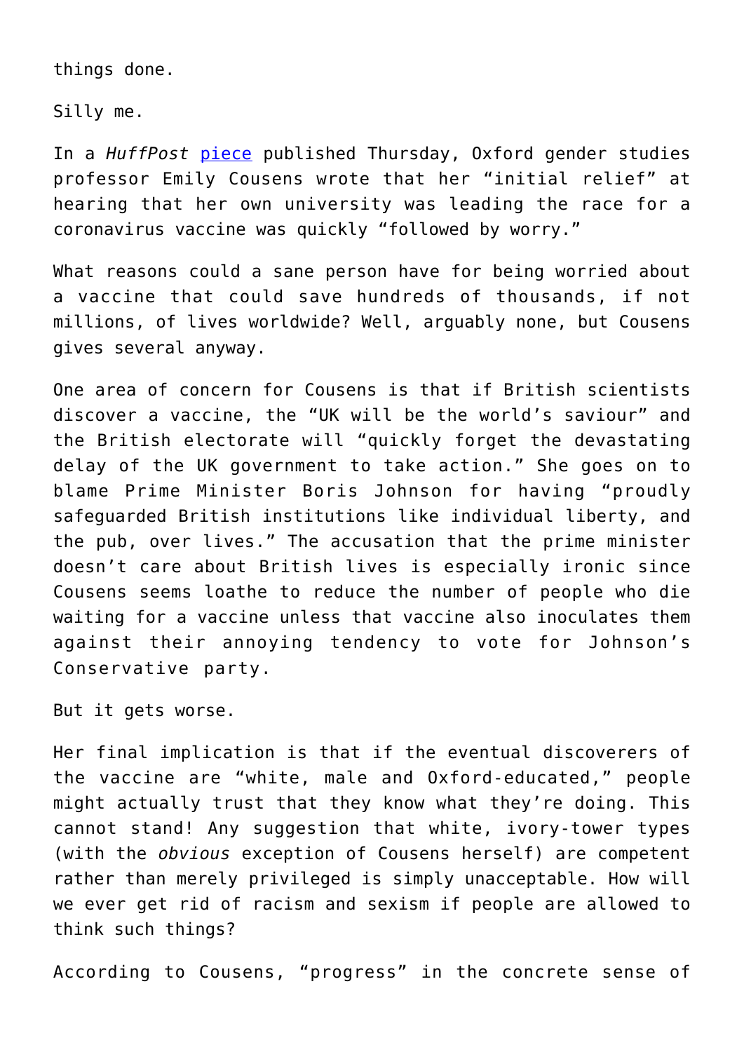things done.

Silly me.

In a *HuffPost* piece published Thursday, Oxford gender studies professor Emily Cousens wrote that her "initial relief" at hearing that her own university was leading the race for a coronavirus vaccine was quickly "followed by worry."

What reasons could a sane person have for being worried about a vaccine that could save hundreds of thousands, if not millions, of lives worldwide? Well, arguably none, but Cousens gives several anyway.

One area of concern for Cousens is that if British scientists discover a vaccine, the "UK will be the world's saviour" and the British electorate will "quickly forget the devastating delay of the UK government to take action." She goes on to blame Prime Minister Boris Johnson for having "proudly safeguarded British institutions like individual liberty, and the pub, over lives." The accusation that the prime minister doesn't care about British lives is especially ironic since Cousens seems loathe to reduce the number of people who die waiting for a vaccine unless that vaccine also inoculates them against their annoying tendency to vote for Johnson's Conservative party.

But it gets worse.

Her final implication is that if the eventual discoverers of the vaccine are "white, male and Oxford-educated," people might actually trust that they know what they're doing. This cannot stand! Any suggestion that white, ivory-tower types (with the *obvious* exception of Cousens herself) are competent rather than merely privileged is simply unacceptable. How will we ever get rid of racism and sexism if people are allowed to think such things?

According to Cousens, "progress" in the concrete sense of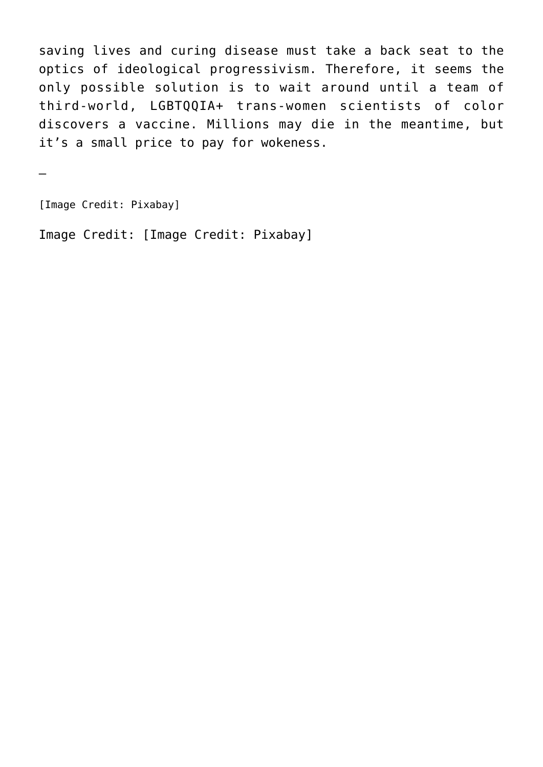saving lives and curing disease must take a back seat to the optics of ideological progressivism. Therefore, it seems the only possible solution is to wait around until a team of third-world, LGBTQQIA+ trans-women scientists of color discovers a vaccine. Millions may die in the meantime, but it's a small price to pay for wokeness.

—

[Image Credit: Pixabay]

Image Credit: [Image Credit: Pixabay]